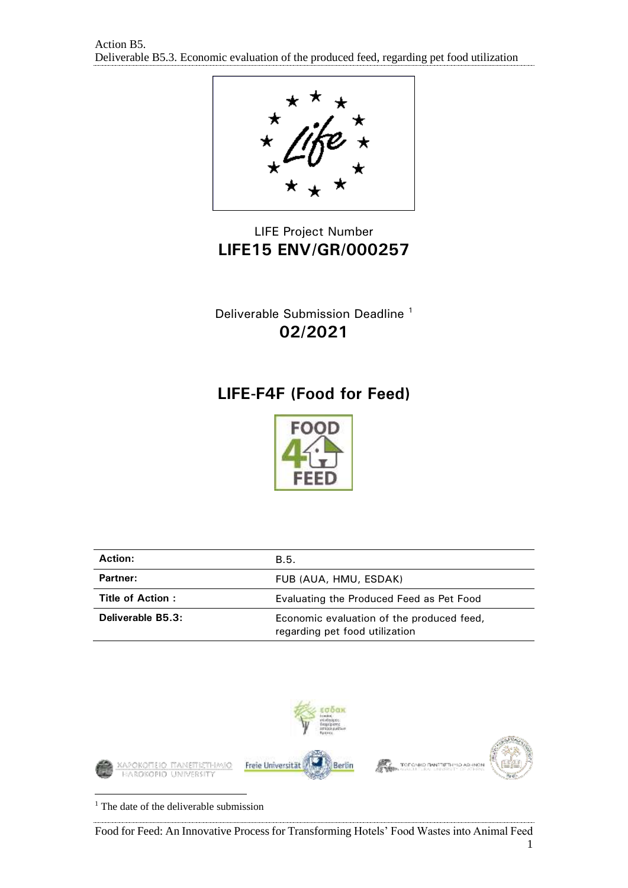LIFE Project Number

**LIFE15 ENV/GR/000257**

Deliverable Submission Deadline [1]

**02/2021**

# LIFE-F4F (Food for Feed)

| Action: | B.5. |
|---|---|
| Partner: | FUB (AUA, HMU, ESDAK) |
| Title of Action : | Evaluating the Produced Feed as Pet Food |
| Deliverable B5.3: | Economic evaluation of the produced feed, regarding pet food utilization |

[1] The date of the deliverable submission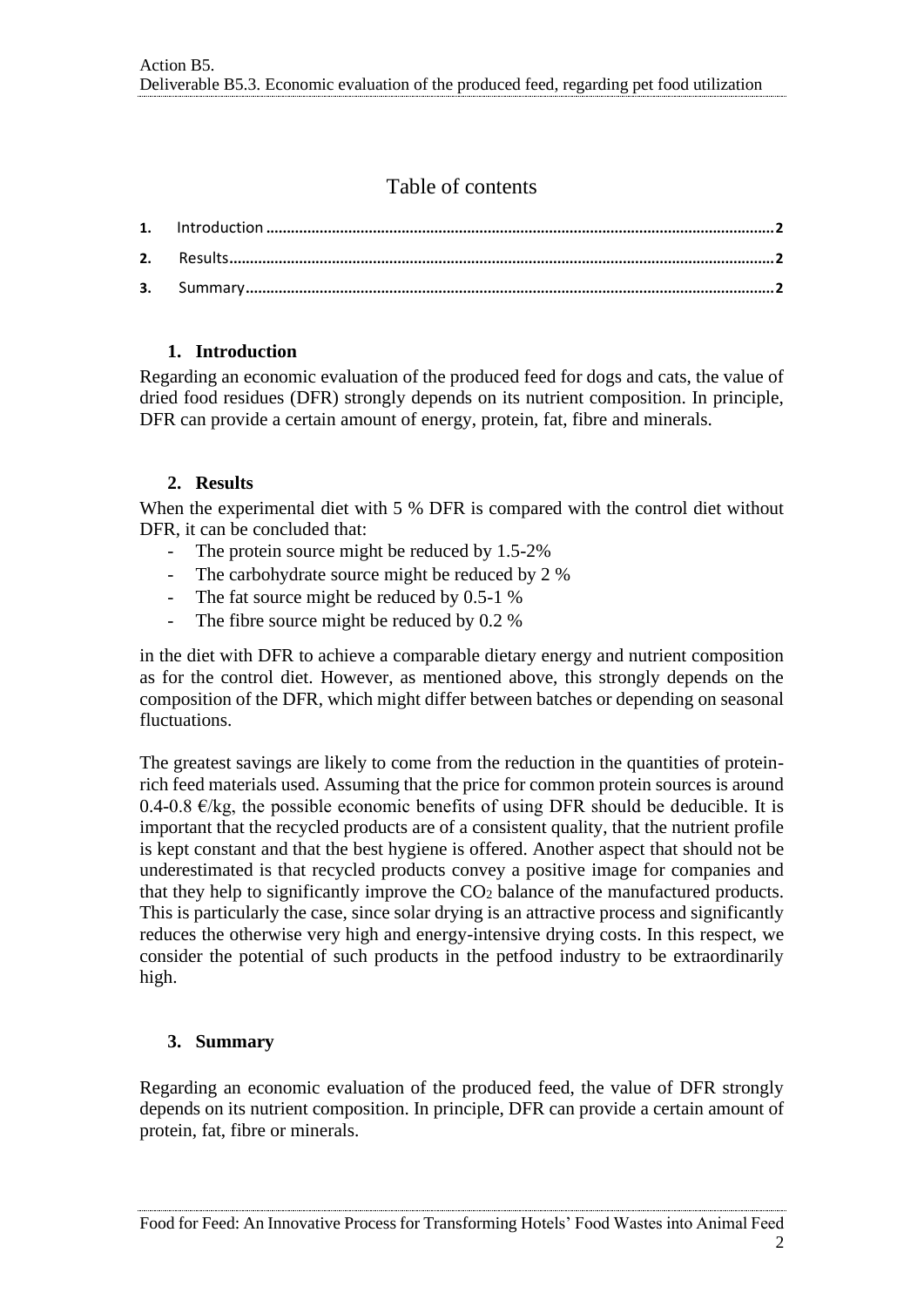# Table of contents

1. Introduction ......................................................................................................... 2
2. Results................................................................................................................ 2
3. Summary............................................................................................................. 2

## 1. Introduction

Regarding an economic evaluation of the produced feed for dogs and cats, the value of dried food residues (DFR) strongly depends on its nutrient composition. In principle, DFR can provide a certain amount of energy, protein, fat, fibre and minerals.

## 2. Results

When the experimental diet with 5 % DFR is compared with the control diet without DFR, it can be concluded that:

- The protein source might be reduced by 1.5-2%
- The carbohydrate source might be reduced by 2 %
- The fat source might be reduced by 0.5-1 %
- The fibre source might be reduced by 0.2 %

in the diet with DFR to achieve a comparable dietary energy and nutrient composition as for the control diet. However, as mentioned above, this strongly depends on the composition of the DFR, which might differ between batches or depending on seasonal fluctuations.

The greatest savings are likely to come from the reduction in the quantities of protein-rich feed materials used. Assuming that the price for common protein sources is around 0.4-0.8 €/kg, the possible economic benefits of using DFR should be deducible. It is important that the recycled products are of a consistent quality, that the nutrient profile is kept constant and that the best hygiene is offered. Another aspect that should not be underestimated is that recycled products convey a positive image for companies and that they help to significantly improve the $CO_2$ balance of the manufactured products. This is particularly the case, since solar drying is an attractive process and significantly reduces the otherwise very high and energy-intensive drying costs. In this respect, we consider the potential of such products in the petfood industry to be extraordinarily high.

## 3. Summary

Regarding an economic evaluation of the produced feed, the value of DFR strongly depends on its nutrient composition. In principle, DFR can provide a certain amount of protein, fat, fibre or minerals.